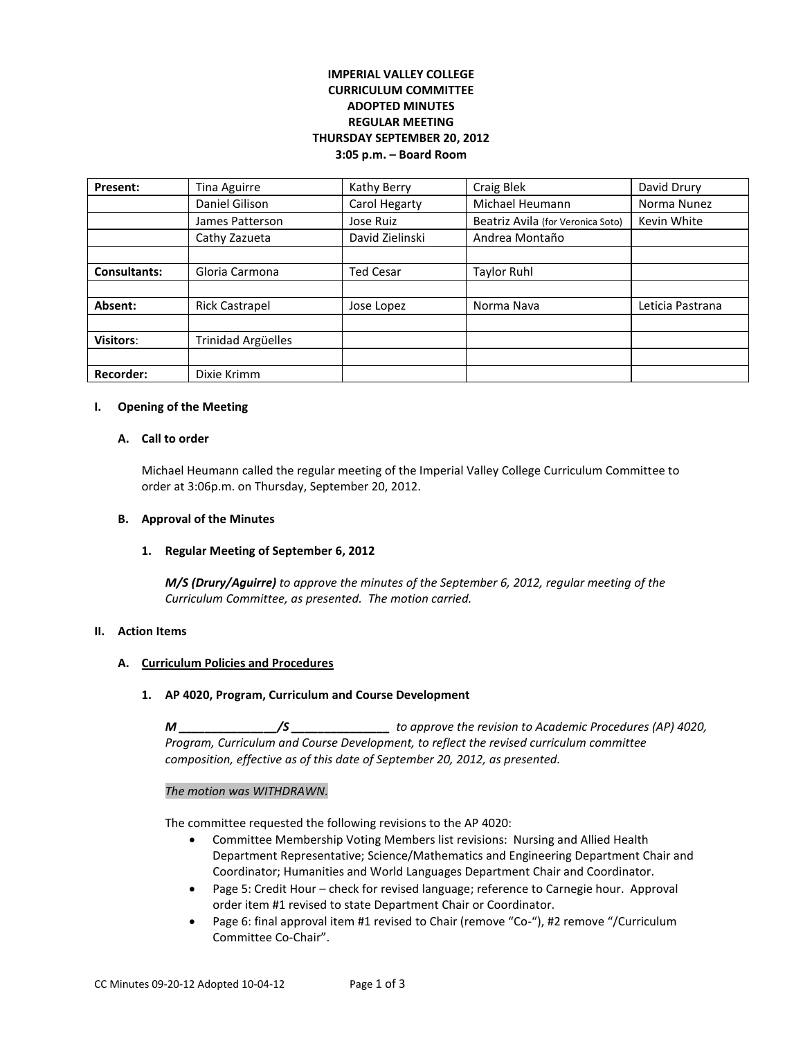**IMPERIAL VALLEY COLLEGE**
**CURRICULUM COMMITTEE**
**ADOPTED MINUTES**
**REGULAR MEETING**
**THURSDAY SEPTEMBER 20, 2012**
**3:05 p.m. – Board Room**

| **Present:** | Tina Aguirre | Kathy Berry | Craig Blek | David Drury |
|---|---|---|---|---|
| | Daniel Gilison | Carol Hegarty | Michael Heumann | Norma Nunez |
| | James Patterson | Jose Ruiz | Beatriz Avila (for Veronica Soto) | Kevin White |
| | Cathy Zazueta | David Zielinski | Andrea Montaño | |
| | | | | |
| **Consultants:** | Gloria Carmona | Ted Cesar | Taylor Ruhl | |
| | | | | |
| **Absent:** | Rick Castrapel | Jose Lopez | Norma Nava | Leticia Pastrana |
| | | | | |
| **Visitors**: | Trinidad Argüelles | | | |
| | | | | |
| **Recorder:** | Dixie Krimm | | | |

**I. Opening of the Meeting**

**A. Call to order**

Michael Heumann called the regular meeting of the Imperial Valley College Curriculum Committee to order at 3:06p.m. on Thursday, September 20, 2012.

**B. Approval of the Minutes**

**1. Regular Meeting of September 6, 2012**

***M/S (Drury/Aguirre)*** *to approve the minutes of the September 6, 2012, regular meeting of the Curriculum Committee, as presented. The motion carried.*

**II. Action Items**

**A. Curriculum Policies and Procedures**

**1. AP 4020, Program, Curriculum and Course Development**

***M _______________/S _______________*** *to approve the revision to Academic Procedures (AP) 4020, Program, Curriculum and Course Development, to reflect the revised curriculum committee composition, effective as of this date of September 20, 2012, as presented.*

*The motion was WITHDRAWN.*

The committee requested the following revisions to the AP 4020:

- Committee Membership Voting Members list revisions: Nursing and Allied Health Department Representative; Science/Mathematics and Engineering Department Chair and Coordinator; Humanities and World Languages Department Chair and Coordinator.
- Page 5: Credit Hour – check for revised language; reference to Carnegie hour. Approval order item #1 revised to state Department Chair or Coordinator.
- Page 6: final approval item #1 revised to Chair (remove "Co-"), #2 remove "/Curriculum Committee Co-Chair".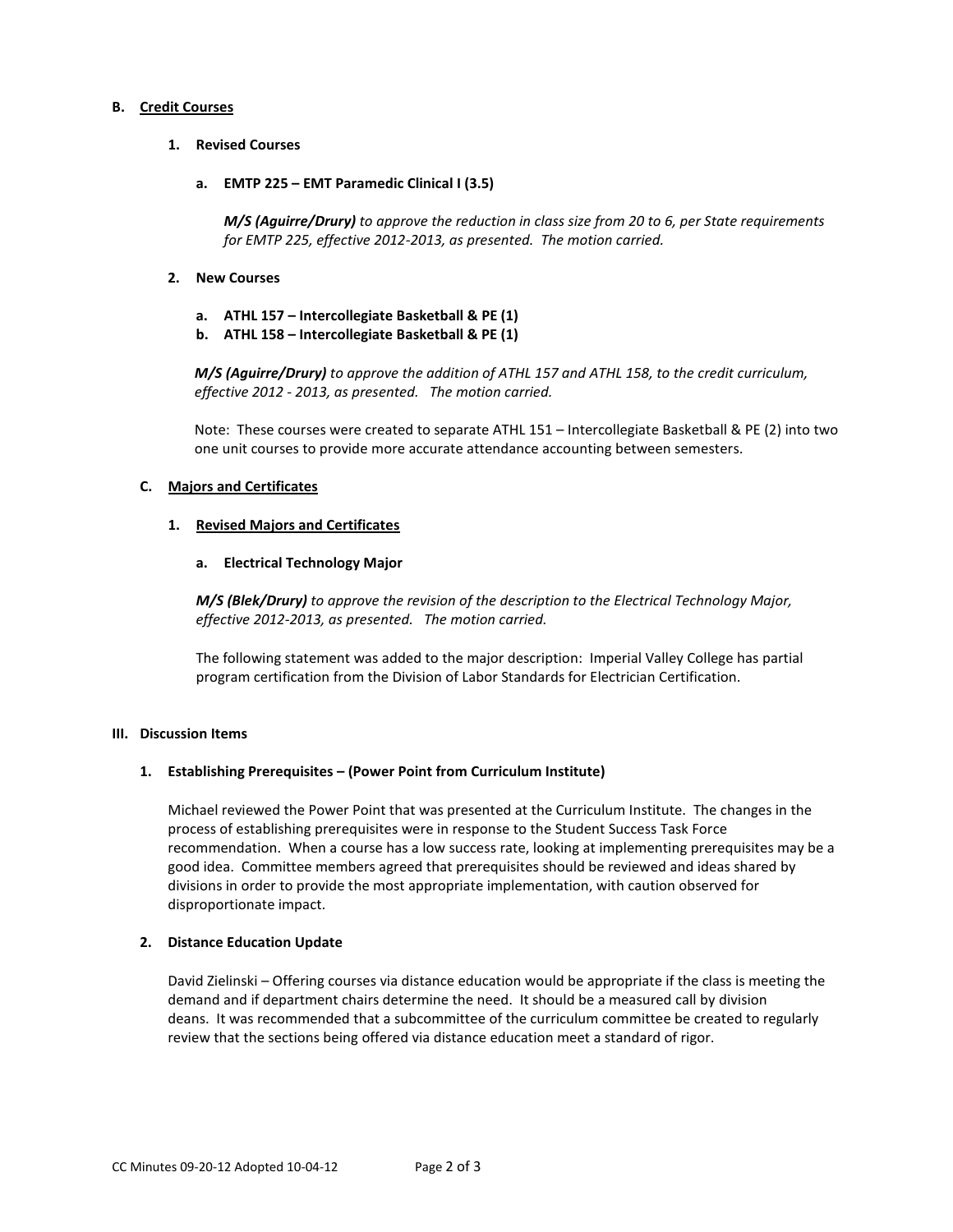### B. Credit Courses

#### 1. Revised Courses

**a. EMTP 225 – EMT Paramedic Clinical I (3.5)**

***M/S (Aguirre/Drury)*** *to approve the reduction in class size from 20 to 6, per State requirements for EMTP 225, effective 2012-2013, as presented. The motion carried.*

#### 2. New Courses

**a. ATHL 157 – Intercollegiate Basketball & PE (1)**
**b. ATHL 158 – Intercollegiate Basketball & PE (1)**

***M/S (Aguirre/Drury)*** *to approve the addition of ATHL 157 and ATHL 158, to the credit curriculum, effective 2012 - 2013, as presented. The motion carried.*

Note: These courses were created to separate ATHL 151 – Intercollegiate Basketball & PE (2) into two one unit courses to provide more accurate attendance accounting between semesters.

### C. Majors and Certificates

#### 1. Revised Majors and Certificates

**a. Electrical Technology Major**

***M/S (Blek/Drury)*** *to approve the revision of the description to the Electrical Technology Major, effective 2012-2013, as presented. The motion carried.*

The following statement was added to the major description: Imperial Valley College has partial program certification from the Division of Labor Standards for Electrician Certification.

## III. Discussion Items

### 1. Establishing Prerequisites – (Power Point from Curriculum Institute)

Michael reviewed the Power Point that was presented at the Curriculum Institute. The changes in the process of establishing prerequisites were in response to the Student Success Task Force recommendation. When a course has a low success rate, looking at implementing prerequisites may be a good idea. Committee members agreed that prerequisites should be reviewed and ideas shared by divisions in order to provide the most appropriate implementation, with caution observed for disproportionate impact.

### 2. Distance Education Update

David Zielinski – Offering courses via distance education would be appropriate if the class is meeting the demand and if department chairs determine the need. It should be a measured call by division deans. It was recommended that a subcommittee of the curriculum committee be created to regularly review that the sections being offered via distance education meet a standard of rigor.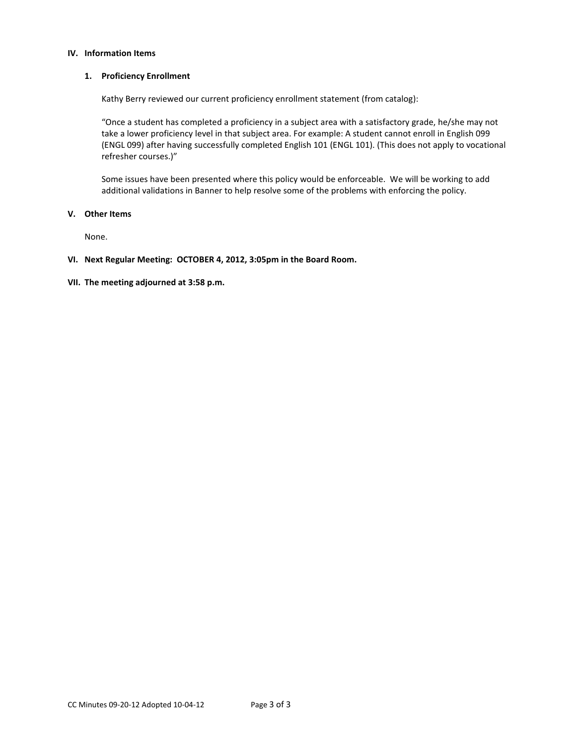## IV. Information Items

### 1. Proficiency Enrollment

Kathy Berry reviewed our current proficiency enrollment statement (from catalog):

"Once a student has completed a proficiency in a subject area with a satisfactory grade, he/she may not take a lower proficiency level in that subject area. For example: A student cannot enroll in English 099 (ENGL 099) after having successfully completed English 101 (ENGL 101). (This does not apply to vocational refresher courses.)"

Some issues have been presented where this policy would be enforceable. We will be working to add additional validations in Banner to help resolve some of the problems with enforcing the policy.

## V. Other Items

None.

## VI. Next Regular Meeting: OCTOBER 4, 2012, 3:05pm in the Board Room.

## VII. The meeting adjourned at 3:58 p.m.

CC Minutes 09-20-12 Adopted 10-04-12